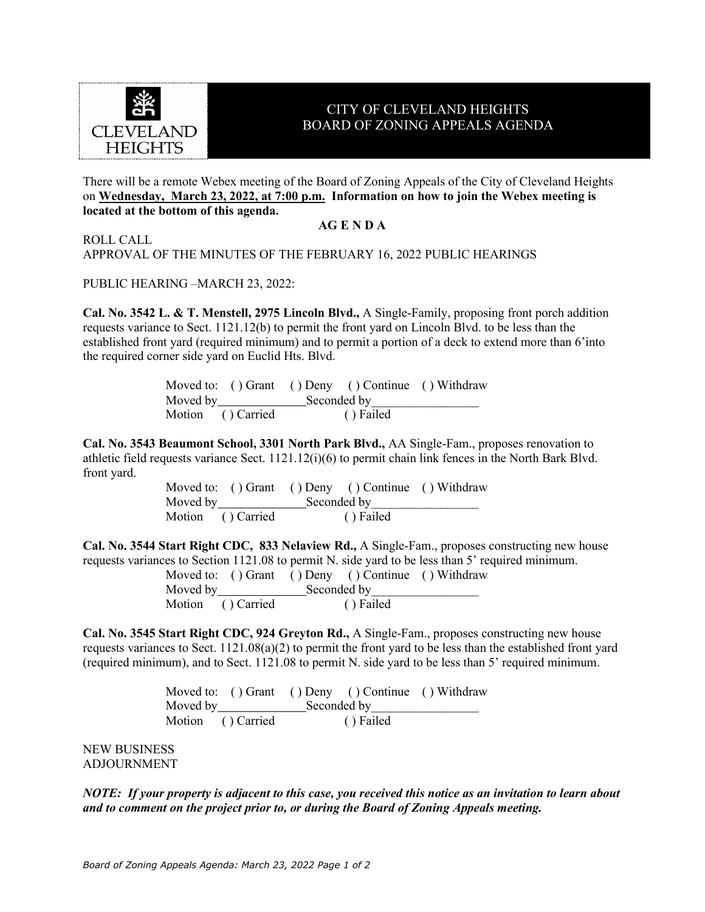# CITY OF CLEVELAND HEIGHTS
# BOARD OF ZONING APPEALS AGENDA

There will be a remote Webex meeting of the Board of Zoning Appeals of the City of Cleveland Heights on **Wednesday, March 23, 2022, at 7:00 p.m. Information on how to join the Webex meeting is located at the bottom of this agenda.**

**AG E N D A**

ROLL CALL
APPROVAL OF THE MINUTES OF THE FEBRUARY 16, 2022 PUBLIC HEARINGS

PUBLIC HEARING –MARCH 23, 2022:

**Cal. No. 3542 L. & T. Menstell, 2975 Lincoln Blvd.,** A Single-Family, proposing front porch addition requests variance to Sect. 1121.12(b) to permit the front yard on Lincoln Blvd. to be less than the established front yard (required minimum) and to permit a portion of a deck to extend more than 6'into the required corner side yard on Euclid Hts. Blvd.

Moved to: ( ) Grant ( ) Deny ( ) Continue ( ) Withdraw
Moved by______________Seconded by_________________
Motion ( ) Carried ( ) Failed

**Cal. No. 3543 Beaumont School, 3301 North Park Blvd.,** AA Single-Fam., proposes renovation to athletic field requests variance Sect. 1121.12(i)(6) to permit chain link fences in the North Bark Blvd. front yard.

Moved to: ( ) Grant ( ) Deny ( ) Continue ( ) Withdraw
Moved by______________Seconded by_________________
Motion ( ) Carried ( ) Failed

**Cal. No. 3544 Start Right CDC, 833 Nelaview Rd.,** A Single-Fam., proposes constructing new house requests variances to Section 1121.08 to permit N. side yard to be less than 5' required minimum.

Moved to: ( ) Grant ( ) Deny ( ) Continue ( ) Withdraw
Moved by______________Seconded by_________________
Motion ( ) Carried ( ) Failed

**Cal. No. 3545 Start Right CDC, 924 Greyton Rd.,** A Single-Fam., proposes constructing new house requests variances to Sect. 1121.08(a)(2) to permit the front yard to be less than the established front yard (required minimum), and to Sect. 1121.08 to permit N. side yard to be less than 5' required minimum.

Moved to: ( ) Grant ( ) Deny ( ) Continue ( ) Withdraw
Moved by______________Seconded by_________________
Motion ( ) Carried ( ) Failed

NEW BUSINESS
ADJOURNMENT

***NOTE: If your property is adjacent to this case, you received this notice as an invitation to learn about and to comment on the project prior to, or during the Board of Zoning Appeals meeting.***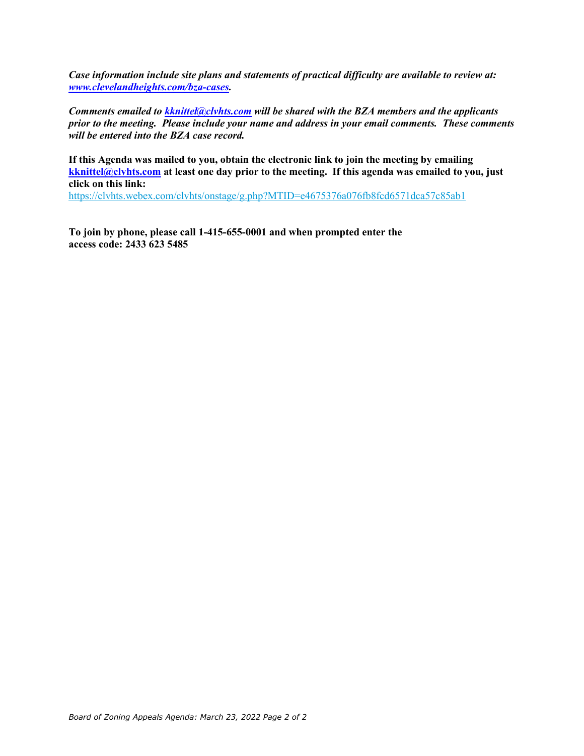***Case information include site plans and statements of practical difficulty are available to review at: [www.clevelandheights.com/bza-cases](www.clevelandheights.com/bza-cases).***

***Comments emailed to [kknittel@clvhts.com](mailto:kknittel@clvhts.com) will be shared with the BZA members and the applicants prior to the meeting. Please include your name and address in your email comments. These comments will be entered into the BZA case record.***

**If this Agenda was mailed to you, obtain the electronic link to join the meeting by emailing [kknittel@clvhts.com](mailto:kknittel@clvhts.com) at least one day prior to the meeting. If this agenda was emailed to you, just click on this link:**
[https://clvhts.webex.com/clvhts/onstage/g.php?MTID=e4675376a076fb8fcd6571dca57c85ab1](https://clvhts.webex.com/clvhts/onstage/g.php?MTID=e4675376a076fb8fcd6571dca57c85ab1)

**To join by phone, please call 1-415-655-0001 and when prompted enter the access code: 2433 623 5485**